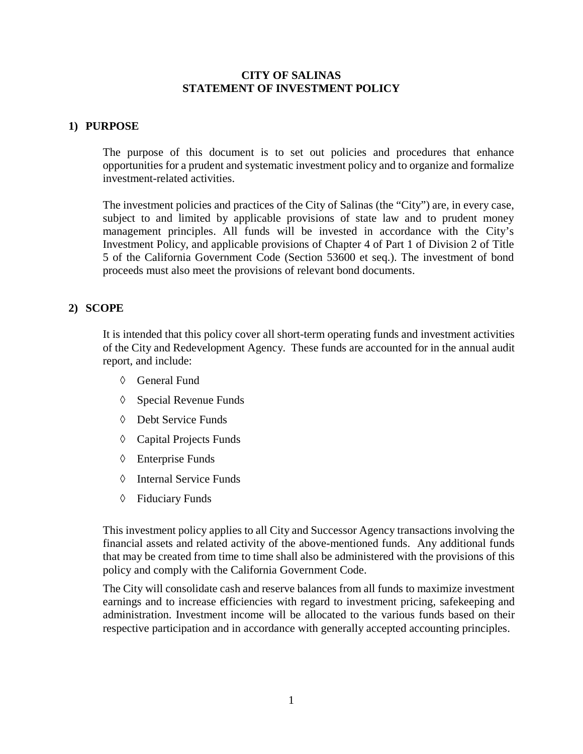# CITY OF SALINAS
# STATEMENT OF INVESTMENT POLICY

## 1) PURPOSE

The purpose of this document is to set out policies and procedures that enhance opportunities for a prudent and systematic investment policy and to organize and formalize investment-related activities.

The investment policies and practices of the City of Salinas (the "City") are, in every case, subject to and limited by applicable provisions of state law and to prudent money management principles. All funds will be invested in accordance with the City's Investment Policy, and applicable provisions of Chapter 4 of Part 1 of Division 2 of Title 5 of the California Government Code (Section 53600 et seq.). The investment of bond proceeds must also meet the provisions of relevant bond documents.

## 2) SCOPE

It is intended that this policy cover all short-term operating funds and investment activities of the City and Redevelopment Agency. These funds are accounted for in the annual audit report, and include:

- ◊ General Fund
- ◊ Special Revenue Funds
- ◊ Debt Service Funds
- ◊ Capital Projects Funds
- ◊ Enterprise Funds
- ◊ Internal Service Funds
- ◊ Fiduciary Funds

This investment policy applies to all City and Successor Agency transactions involving the financial assets and related activity of the above-mentioned funds. Any additional funds that may be created from time to time shall also be administered with the provisions of this policy and comply with the California Government Code.

The City will consolidate cash and reserve balances from all funds to maximize investment earnings and to increase efficiencies with regard to investment pricing, safekeeping and administration. Investment income will be allocated to the various funds based on their respective participation and in accordance with generally accepted accounting principles.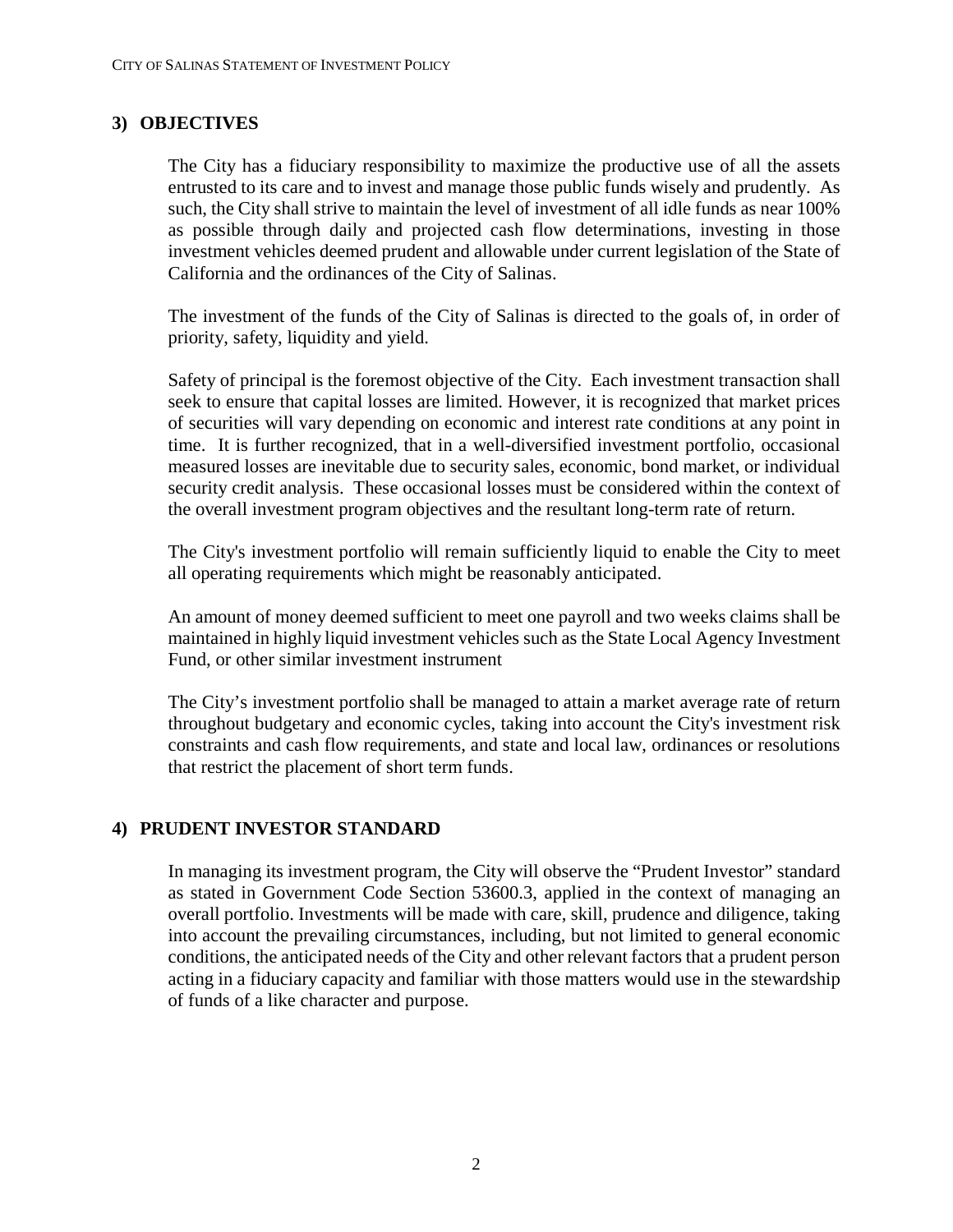## 3) OBJECTIVES

The City has a fiduciary responsibility to maximize the productive use of all the assets entrusted to its care and to invest and manage those public funds wisely and prudently. As such, the City shall strive to maintain the level of investment of all idle funds as near 100% as possible through daily and projected cash flow determinations, investing in those investment vehicles deemed prudent and allowable under current legislation of the State of California and the ordinances of the City of Salinas.

The investment of the funds of the City of Salinas is directed to the goals of, in order of priority, safety, liquidity and yield.

Safety of principal is the foremost objective of the City. Each investment transaction shall seek to ensure that capital losses are limited. However, it is recognized that market prices of securities will vary depending on economic and interest rate conditions at any point in time. It is further recognized, that in a well-diversified investment portfolio, occasional measured losses are inevitable due to security sales, economic, bond market, or individual security credit analysis. These occasional losses must be considered within the context of the overall investment program objectives and the resultant long-term rate of return.

The City's investment portfolio will remain sufficiently liquid to enable the City to meet all operating requirements which might be reasonably anticipated.

An amount of money deemed sufficient to meet one payroll and two weeks claims shall be maintained in highly liquid investment vehicles such as the State Local Agency Investment Fund, or other similar investment instrument

The City's investment portfolio shall be managed to attain a market average rate of return throughout budgetary and economic cycles, taking into account the City's investment risk constraints and cash flow requirements, and state and local law, ordinances or resolutions that restrict the placement of short term funds.

## 4) PRUDENT INVESTOR STANDARD

In managing its investment program, the City will observe the "Prudent Investor" standard as stated in Government Code Section 53600.3, applied in the context of managing an overall portfolio. Investments will be made with care, skill, prudence and diligence, taking into account the prevailing circumstances, including, but not limited to general economic conditions, the anticipated needs of the City and other relevant factors that a prudent person acting in a fiduciary capacity and familiar with those matters would use in the stewardship of funds of a like character and purpose.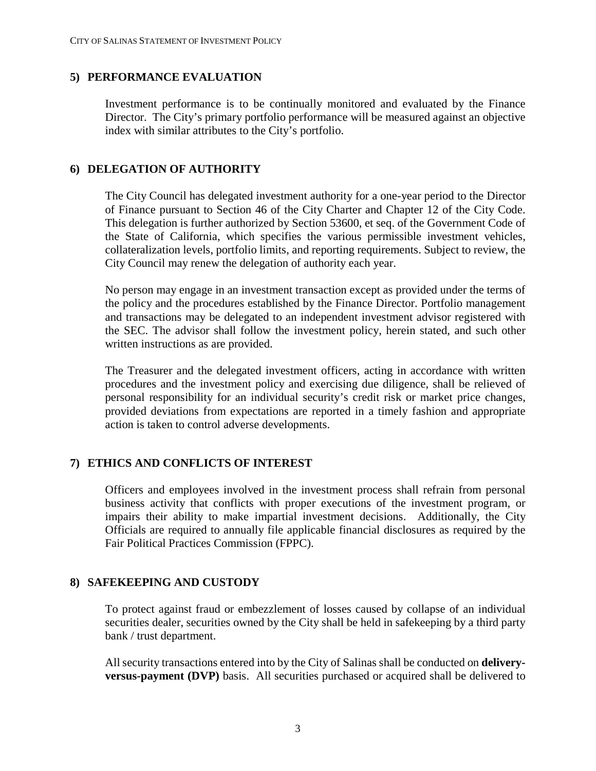## 5) PERFORMANCE EVALUATION

Investment performance is to be continually monitored and evaluated by the Finance Director. The City's primary portfolio performance will be measured against an objective index with similar attributes to the City's portfolio.

## 6) DELEGATION OF AUTHORITY

The City Council has delegated investment authority for a one-year period to the Director of Finance pursuant to Section 46 of the City Charter and Chapter 12 of the City Code. This delegation is further authorized by Section 53600, et seq. of the Government Code of the State of California, which specifies the various permissible investment vehicles, collateralization levels, portfolio limits, and reporting requirements. Subject to review, the City Council may renew the delegation of authority each year.

No person may engage in an investment transaction except as provided under the terms of the policy and the procedures established by the Finance Director. Portfolio management and transactions may be delegated to an independent investment advisor registered with the SEC. The advisor shall follow the investment policy, herein stated, and such other written instructions as are provided.

The Treasurer and the delegated investment officers, acting in accordance with written procedures and the investment policy and exercising due diligence, shall be relieved of personal responsibility for an individual security's credit risk or market price changes, provided deviations from expectations are reported in a timely fashion and appropriate action is taken to control adverse developments.

## 7) ETHICS AND CONFLICTS OF INTEREST

Officers and employees involved in the investment process shall refrain from personal business activity that conflicts with proper executions of the investment program, or impairs their ability to make impartial investment decisions. Additionally, the City Officials are required to annually file applicable financial disclosures as required by the Fair Political Practices Commission (FPPC).

## 8) SAFEKEEPING AND CUSTODY

To protect against fraud or embezzlement of losses caused by collapse of an individual securities dealer, securities owned by the City shall be held in safekeeping by a third party bank / trust department.

All security transactions entered into by the City of Salinas shall be conducted on **delivery-versus-payment (DVP)** basis. All securities purchased or acquired shall be delivered to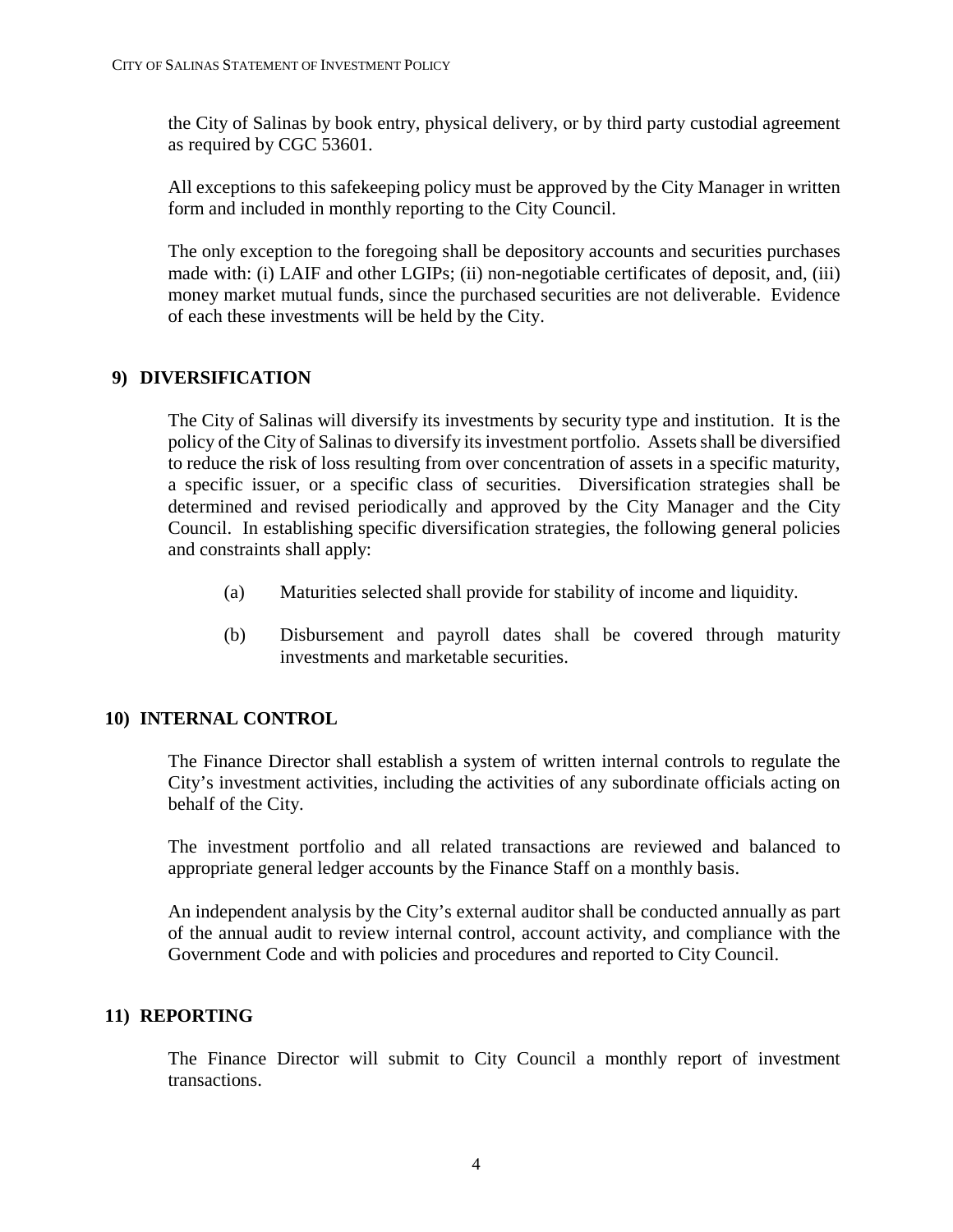the City of Salinas by book entry, physical delivery, or by third party custodial agreement as required by CGC 53601.

All exceptions to this safekeeping policy must be approved by the City Manager in written form and included in monthly reporting to the City Council.

The only exception to the foregoing shall be depository accounts and securities purchases made with: (i) LAIF and other LGIPs; (ii) non-negotiable certificates of deposit, and, (iii) money market mutual funds, since the purchased securities are not deliverable. Evidence of each these investments will be held by the City.

## 9) DIVERSIFICATION

The City of Salinas will diversify its investments by security type and institution. It is the policy of the City of Salinas to diversify its investment portfolio. Assets shall be diversified to reduce the risk of loss resulting from over concentration of assets in a specific maturity, a specific issuer, or a specific class of securities. Diversification strategies shall be determined and revised periodically and approved by the City Manager and the City Council. In establishing specific diversification strategies, the following general policies and constraints shall apply:

(a) Maturities selected shall provide for stability of income and liquidity.

(b) Disbursement and payroll dates shall be covered through maturity investments and marketable securities.

## 10) INTERNAL CONTROL

The Finance Director shall establish a system of written internal controls to regulate the City's investment activities, including the activities of any subordinate officials acting on behalf of the City.

The investment portfolio and all related transactions are reviewed and balanced to appropriate general ledger accounts by the Finance Staff on a monthly basis.

An independent analysis by the City's external auditor shall be conducted annually as part of the annual audit to review internal control, account activity, and compliance with the Government Code and with policies and procedures and reported to City Council.

## 11) REPORTING

The Finance Director will submit to City Council a monthly report of investment transactions.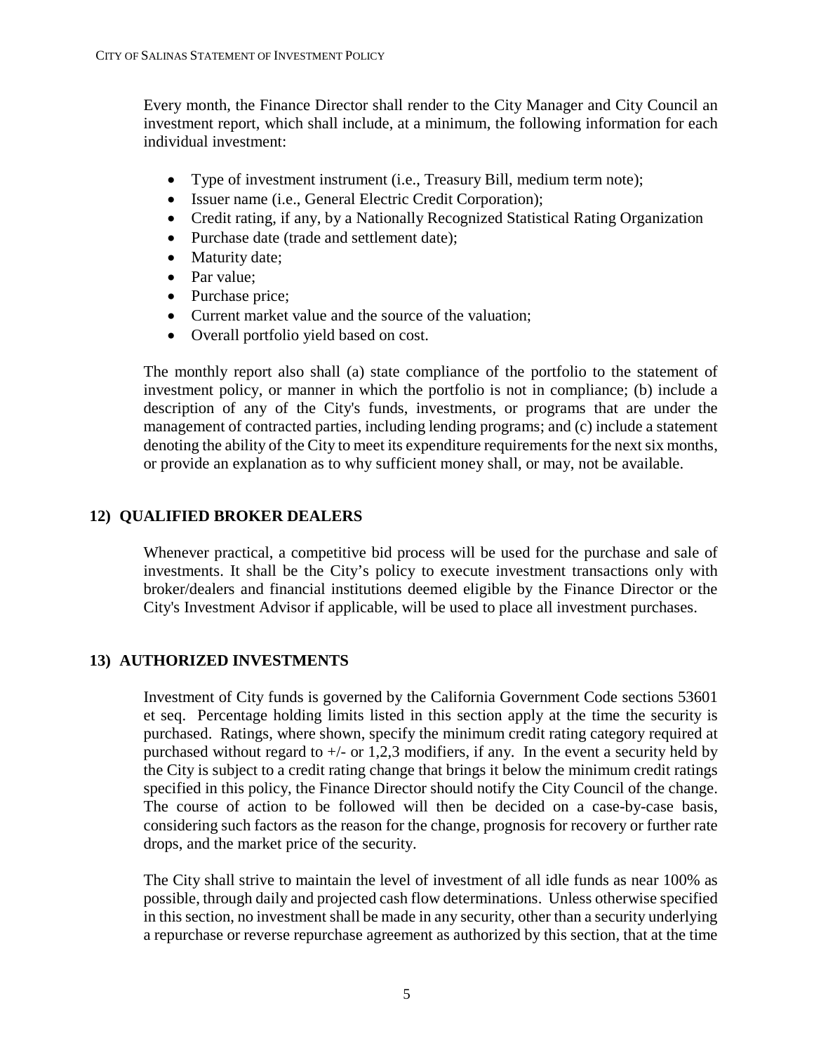Every month, the Finance Director shall render to the City Manager and City Council an investment report, which shall include, at a minimum, the following information for each individual investment:

- Type of investment instrument (i.e., Treasury Bill, medium term note);
- Issuer name (i.e., General Electric Credit Corporation);
- Credit rating, if any, by a Nationally Recognized Statistical Rating Organization
- Purchase date (trade and settlement date);
- Maturity date;
- Par value;
- Purchase price;
- Current market value and the source of the valuation;
- Overall portfolio yield based on cost.

The monthly report also shall (a) state compliance of the portfolio to the statement of investment policy, or manner in which the portfolio is not in compliance; (b) include a description of any of the City's funds, investments, or programs that are under the management of contracted parties, including lending programs; and (c) include a statement denoting the ability of the City to meet its expenditure requirements for the next six months, or provide an explanation as to why sufficient money shall, or may, not be available.

## 12) QUALIFIED BROKER DEALERS

Whenever practical, a competitive bid process will be used for the purchase and sale of investments. It shall be the City's policy to execute investment transactions only with broker/dealers and financial institutions deemed eligible by the Finance Director or the City's Investment Advisor if applicable, will be used to place all investment purchases.

## 13) AUTHORIZED INVESTMENTS

Investment of City funds is governed by the California Government Code sections 53601 et seq. Percentage holding limits listed in this section apply at the time the security is purchased. Ratings, where shown, specify the minimum credit rating category required at purchased without regard to +/- or 1,2,3 modifiers, if any. In the event a security held by the City is subject to a credit rating change that brings it below the minimum credit ratings specified in this policy, the Finance Director should notify the City Council of the change. The course of action to be followed will then be decided on a case-by-case basis, considering such factors as the reason for the change, prognosis for recovery or further rate drops, and the market price of the security.

The City shall strive to maintain the level of investment of all idle funds as near 100% as possible, through daily and projected cash flow determinations. Unless otherwise specified in this section, no investment shall be made in any security, other than a security underlying a repurchase or reverse repurchase agreement as authorized by this section, that at the time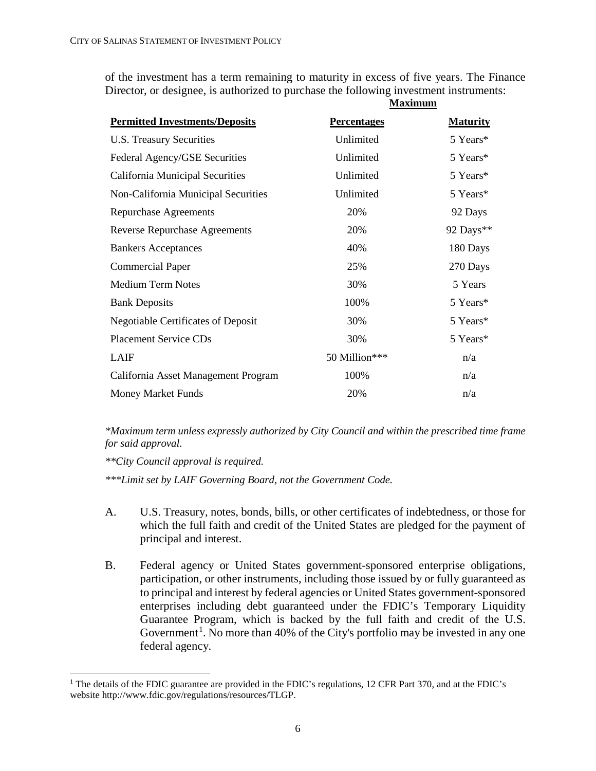of the investment has a term remaining to maturity in excess of five years. The Finance Director, or designee, is authorized to purchase the following investment instruments:

| **Permitted Investments/Deposits** | **Maximum Percentages** | **Maximum Maturity** |
|---|---|---|
| U.S. Treasury Securities | Unlimited | 5 Years* |
| Federal Agency/GSE Securities | Unlimited | 5 Years* |
| California Municipal Securities | Unlimited | 5 Years* |
| Non-California Municipal Securities | Unlimited | 5 Years* |
| Repurchase Agreements | 20% | 92 Days |
| Reverse Repurchase Agreements | 20% | 92 Days** |
| Bankers Acceptances | 40% | 180 Days |
| Commercial Paper | 25% | 270 Days |
| Medium Term Notes | 30% | 5 Years |
| Bank Deposits | 100% | 5 Years* |
| Negotiable Certificates of Deposit | 30% | 5 Years* |
| Placement Service CDs | 30% | 5 Years* |
| LAIF | 50 Million*** | n/a |
| California Asset Management Program | 100% | n/a |
| Money Market Funds | 20% | n/a |

*\*Maximum term unless expressly authorized by City Council and within the prescribed time frame for said approval.*

*\*\*City Council approval is required.*

*\*\*\*Limit set by LAIF Governing Board, not the Government Code.*

A. U.S. Treasury, notes, bonds, bills, or other certificates of indebtedness, or those for which the full faith and credit of the United States are pledged for the payment of principal and interest.

B. Federal agency or United States government-sponsored enterprise obligations, participation, or other instruments, including those issued by or fully guaranteed as to principal and interest by federal agencies or United States government-sponsored enterprises including debt guaranteed under the FDIC's Temporary Liquidity Guarantee Program, which is backed by the full faith and credit of the U.S. Government[1]. No more than 40% of the City's portfolio may be invested in any one federal agency.

[1] The details of the FDIC guarantee are provided in the FDIC's regulations, 12 CFR Part 370, and at the FDIC's website http://www.fdic.gov/regulations/resources/TLGP.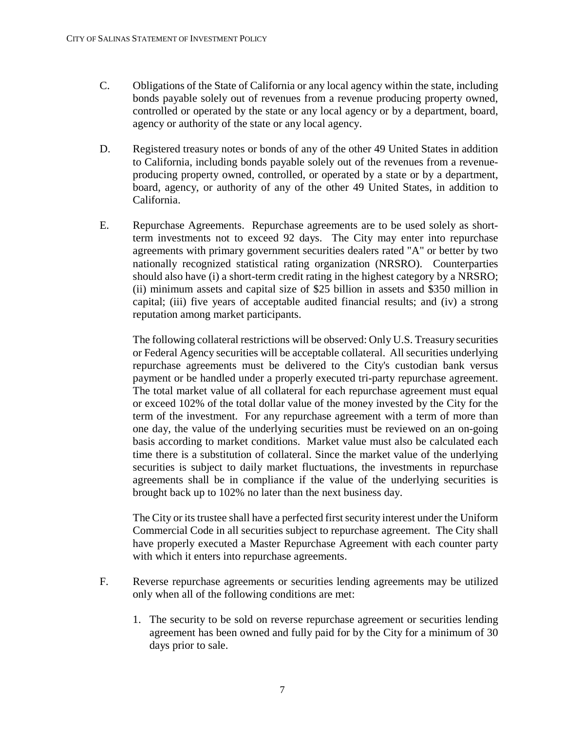C. Obligations of the State of California or any local agency within the state, including bonds payable solely out of revenues from a revenue producing property owned, controlled or operated by the state or any local agency or by a department, board, agency or authority of the state or any local agency.

D. Registered treasury notes or bonds of any of the other 49 United States in addition to California, including bonds payable solely out of the revenues from a revenue-producing property owned, controlled, or operated by a state or by a department, board, agency, or authority of any of the other 49 United States, in addition to California.

E. Repurchase Agreements. Repurchase agreements are to be used solely as short-term investments not to exceed 92 days. The City may enter into repurchase agreements with primary government securities dealers rated "A" or better by two nationally recognized statistical rating organization (NRSRO). Counterparties should also have (i) a short-term credit rating in the highest category by a NRSRO; (ii) minimum assets and capital size of $25 billion in assets and $350 million in capital; (iii) five years of acceptable audited financial results; and (iv) a strong reputation among market participants.

   The following collateral restrictions will be observed: Only U.S. Treasury securities or Federal Agency securities will be acceptable collateral. All securities underlying repurchase agreements must be delivered to the City's custodian bank versus payment or be handled under a properly executed tri-party repurchase agreement. The total market value of all collateral for each repurchase agreement must equal or exceed 102% of the total dollar value of the money invested by the City for the term of the investment. For any repurchase agreement with a term of more than one day, the value of the underlying securities must be reviewed on an on-going basis according to market conditions. Market value must also be calculated each time there is a substitution of collateral. Since the market value of the underlying securities is subject to daily market fluctuations, the investments in repurchase agreements shall be in compliance if the value of the underlying securities is brought back up to 102% no later than the next business day.

   The City or its trustee shall have a perfected first security interest under the Uniform Commercial Code in all securities subject to repurchase agreement. The City shall have properly executed a Master Repurchase Agreement with each counter party with which it enters into repurchase agreements.

F. Reverse repurchase agreements or securities lending agreements may be utilized only when all of the following conditions are met:

   1. The security to be sold on reverse repurchase agreement or securities lending agreement has been owned and fully paid for by the City for a minimum of 30 days prior to sale.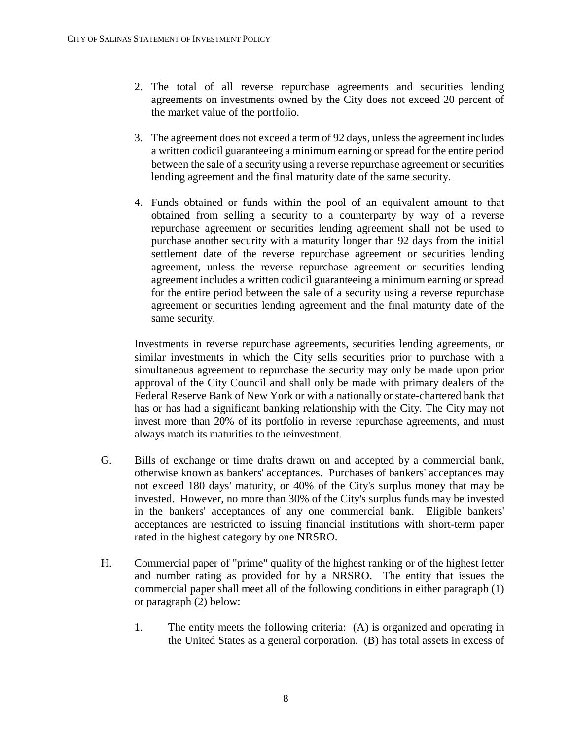2. The total of all reverse repurchase agreements and securities lending agreements on investments owned by the City does not exceed 20 percent of the market value of the portfolio.

3. The agreement does not exceed a term of 92 days, unless the agreement includes a written codicil guaranteeing a minimum earning or spread for the entire period between the sale of a security using a reverse repurchase agreement or securities lending agreement and the final maturity date of the same security.

4. Funds obtained or funds within the pool of an equivalent amount to that obtained from selling a security to a counterparty by way of a reverse repurchase agreement or securities lending agreement shall not be used to purchase another security with a maturity longer than 92 days from the initial settlement date of the reverse repurchase agreement or securities lending agreement, unless the reverse repurchase agreement or securities lending agreement includes a written codicil guaranteeing a minimum earning or spread for the entire period between the sale of a security using a reverse repurchase agreement or securities lending agreement and the final maturity date of the same security.

Investments in reverse repurchase agreements, securities lending agreements, or similar investments in which the City sells securities prior to purchase with a simultaneous agreement to repurchase the security may only be made upon prior approval of the City Council and shall only be made with primary dealers of the Federal Reserve Bank of New York or with a nationally or state-chartered bank that has or has had a significant banking relationship with the City. The City may not invest more than 20% of its portfolio in reverse repurchase agreements, and must always match its maturities to the reinvestment.

G. Bills of exchange or time drafts drawn on and accepted by a commercial bank, otherwise known as bankers' acceptances. Purchases of bankers' acceptances may not exceed 180 days' maturity, or 40% of the City's surplus money that may be invested. However, no more than 30% of the City's surplus funds may be invested in the bankers' acceptances of any one commercial bank. Eligible bankers' acceptances are restricted to issuing financial institutions with short-term paper rated in the highest category by one NRSRO.

H. Commercial paper of "prime" quality of the highest ranking or of the highest letter and number rating as provided for by a NRSRO. The entity that issues the commercial paper shall meet all of the following conditions in either paragraph (1) or paragraph (2) below:

1. The entity meets the following criteria: (A) is organized and operating in the United States as a general corporation. (B) has total assets in excess of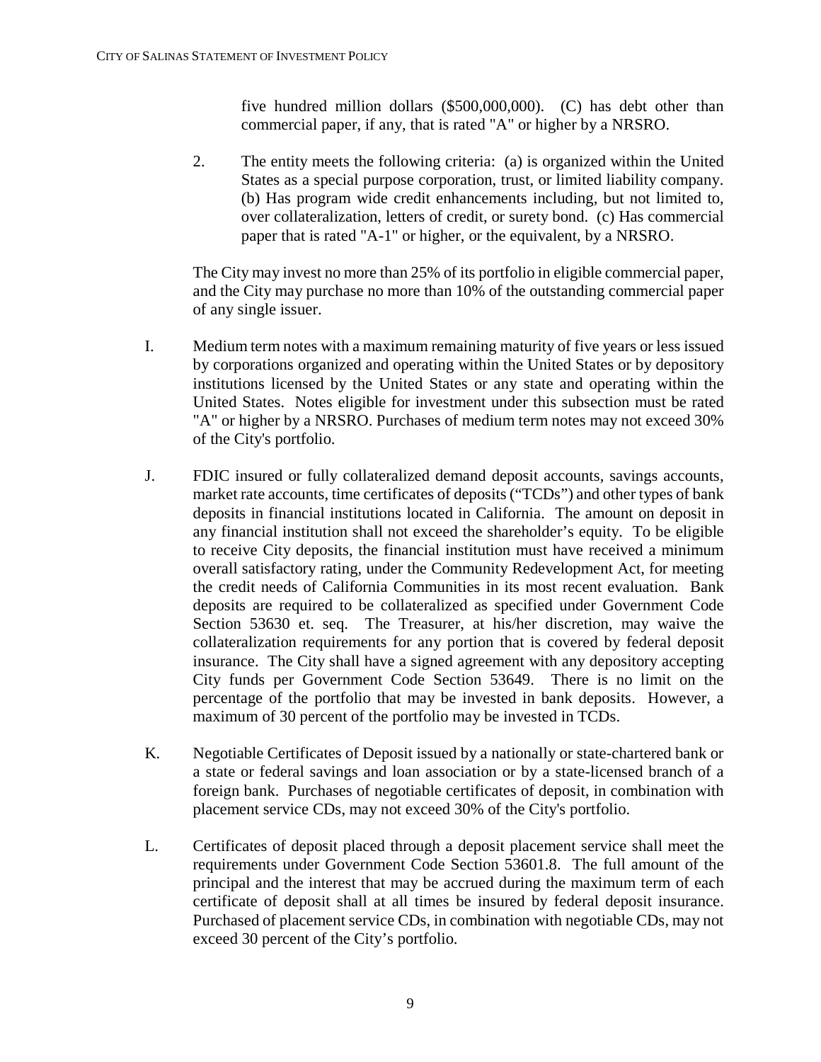five hundred million dollars ($500,000,000). (C) has debt other than commercial paper, if any, that is rated "A" or higher by a NRSRO.

2. The entity meets the following criteria: (a) is organized within the United States as a special purpose corporation, trust, or limited liability company. (b) Has program wide credit enhancements including, but not limited to, over collateralization, letters of credit, or surety bond. (c) Has commercial paper that is rated "A-1" or higher, or the equivalent, by a NRSRO.

The City may invest no more than 25% of its portfolio in eligible commercial paper, and the City may purchase no more than 10% of the outstanding commercial paper of any single issuer.

I. Medium term notes with a maximum remaining maturity of five years or less issued by corporations organized and operating within the United States or by depository institutions licensed by the United States or any state and operating within the United States. Notes eligible for investment under this subsection must be rated "A" or higher by a NRSRO. Purchases of medium term notes may not exceed 30% of the City's portfolio.

J. FDIC insured or fully collateralized demand deposit accounts, savings accounts, market rate accounts, time certificates of deposits ("TCDs") and other types of bank deposits in financial institutions located in California. The amount on deposit in any financial institution shall not exceed the shareholder's equity. To be eligible to receive City deposits, the financial institution must have received a minimum overall satisfactory rating, under the Community Redevelopment Act, for meeting the credit needs of California Communities in its most recent evaluation. Bank deposits are required to be collateralized as specified under Government Code Section 53630 et. seq. The Treasurer, at his/her discretion, may waive the collateralization requirements for any portion that is covered by federal deposit insurance. The City shall have a signed agreement with any depository accepting City funds per Government Code Section 53649. There is no limit on the percentage of the portfolio that may be invested in bank deposits. However, a maximum of 30 percent of the portfolio may be invested in TCDs.

K. Negotiable Certificates of Deposit issued by a nationally or state-chartered bank or a state or federal savings and loan association or by a state-licensed branch of a foreign bank. Purchases of negotiable certificates of deposit, in combination with placement service CDs, may not exceed 30% of the City's portfolio.

L. Certificates of deposit placed through a deposit placement service shall meet the requirements under Government Code Section 53601.8. The full amount of the principal and the interest that may be accrued during the maximum term of each certificate of deposit shall at all times be insured by federal deposit insurance. Purchased of placement service CDs, in combination with negotiable CDs, may not exceed 30 percent of the City's portfolio.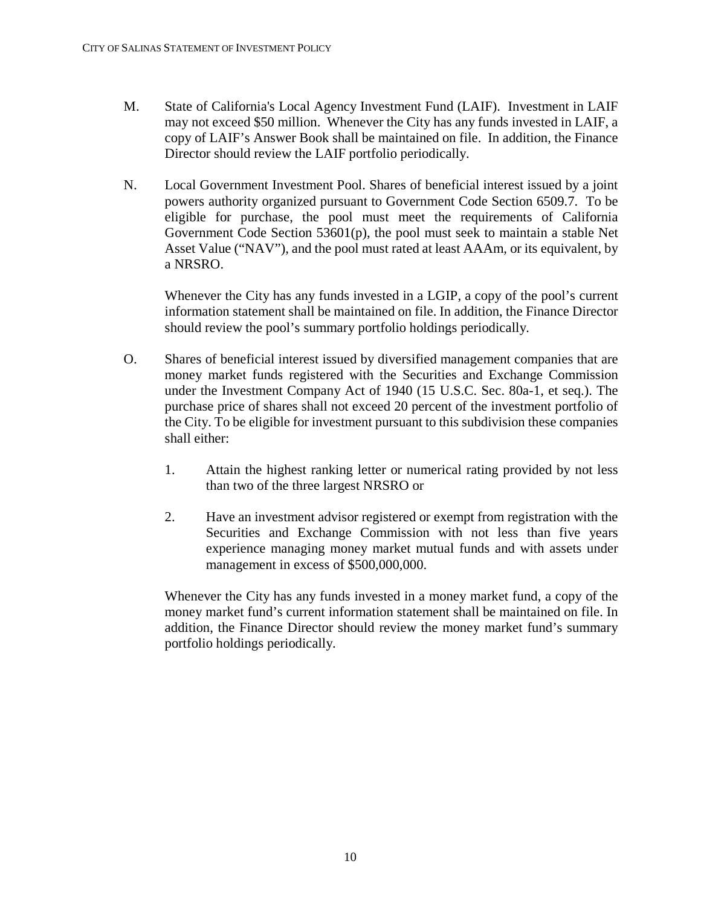M. State of California's Local Agency Investment Fund (LAIF). Investment in LAIF may not exceed $50 million. Whenever the City has any funds invested in LAIF, a copy of LAIF's Answer Book shall be maintained on file. In addition, the Finance Director should review the LAIF portfolio periodically.

N. Local Government Investment Pool. Shares of beneficial interest issued by a joint powers authority organized pursuant to Government Code Section 6509.7. To be eligible for purchase, the pool must meet the requirements of California Government Code Section 53601(p), the pool must seek to maintain a stable Net Asset Value ("NAV"), and the pool must rated at least AAAm, or its equivalent, by a NRSRO.

Whenever the City has any funds invested in a LGIP, a copy of the pool's current information statement shall be maintained on file. In addition, the Finance Director should review the pool's summary portfolio holdings periodically.

O. Shares of beneficial interest issued by diversified management companies that are money market funds registered with the Securities and Exchange Commission under the Investment Company Act of 1940 (15 U.S.C. Sec. 80a-1, et seq.). The purchase price of shares shall not exceed 20 percent of the investment portfolio of the City. To be eligible for investment pursuant to this subdivision these companies shall either:

1. Attain the highest ranking letter or numerical rating provided by not less than two of the three largest NRSRO or

2. Have an investment advisor registered or exempt from registration with the Securities and Exchange Commission with not less than five years experience managing money market mutual funds and with assets under management in excess of $500,000,000.

Whenever the City has any funds invested in a money market fund, a copy of the money market fund's current information statement shall be maintained on file. In addition, the Finance Director should review the money market fund's summary portfolio holdings periodically.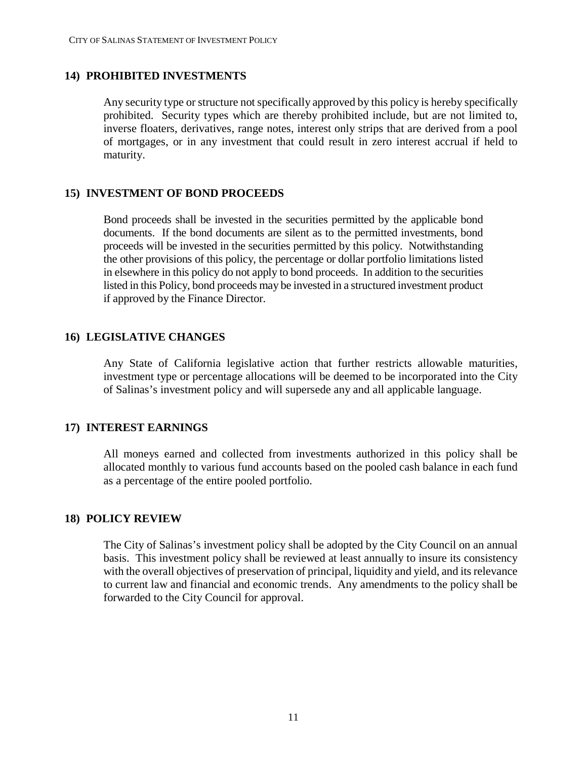## 14) PROHIBITED INVESTMENTS

Any security type or structure not specifically approved by this policy is hereby specifically prohibited. Security types which are thereby prohibited include, but are not limited to, inverse floaters, derivatives, range notes, interest only strips that are derived from a pool of mortgages, or in any investment that could result in zero interest accrual if held to maturity.

## 15) INVESTMENT OF BOND PROCEEDS

Bond proceeds shall be invested in the securities permitted by the applicable bond documents. If the bond documents are silent as to the permitted investments, bond proceeds will be invested in the securities permitted by this policy. Notwithstanding the other provisions of this policy, the percentage or dollar portfolio limitations listed in elsewhere in this policy do not apply to bond proceeds. In addition to the securities listed in this Policy, bond proceeds may be invested in a structured investment product if approved by the Finance Director.

## 16) LEGISLATIVE CHANGES

Any State of California legislative action that further restricts allowable maturities, investment type or percentage allocations will be deemed to be incorporated into the City of Salinas's investment policy and will supersede any and all applicable language.

## 17) INTEREST EARNINGS

All moneys earned and collected from investments authorized in this policy shall be allocated monthly to various fund accounts based on the pooled cash balance in each fund as a percentage of the entire pooled portfolio.

## 18) POLICY REVIEW

The City of Salinas's investment policy shall be adopted by the City Council on an annual basis. This investment policy shall be reviewed at least annually to insure its consistency with the overall objectives of preservation of principal, liquidity and yield, and its relevance to current law and financial and economic trends. Any amendments to the policy shall be forwarded to the City Council for approval.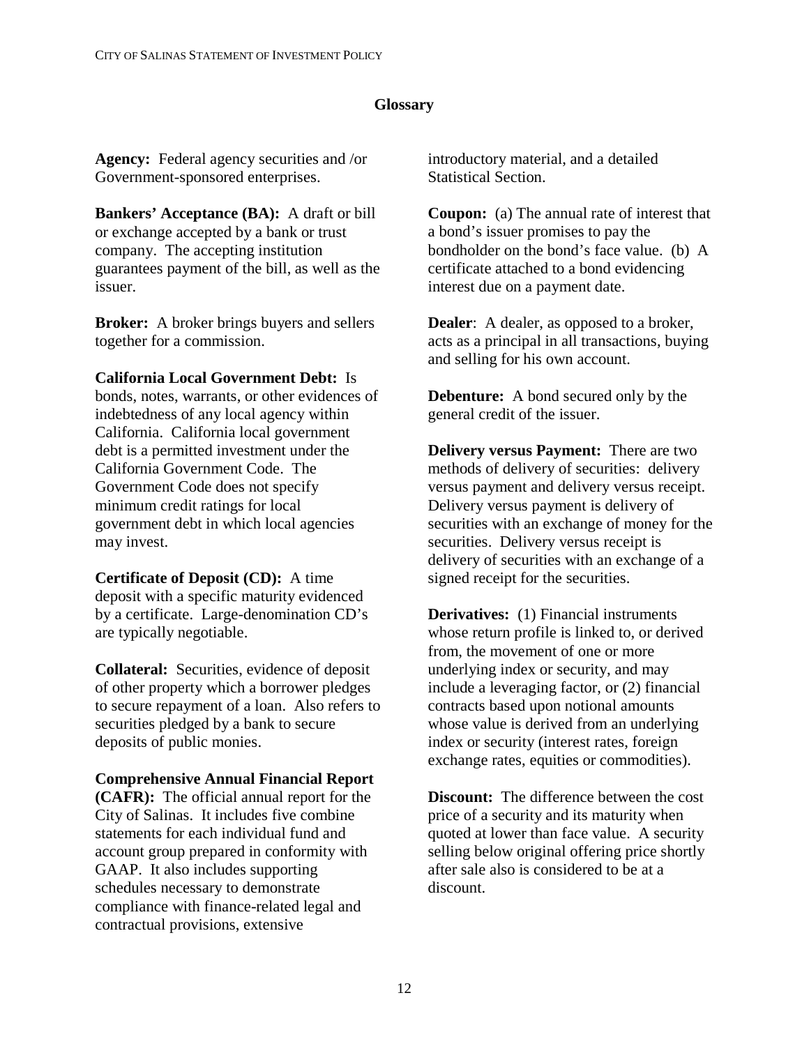## Glossary

**Agency:** Federal agency securities and /or Government-sponsored enterprises.

**Bankers' Acceptance (BA):** A draft or bill or exchange accepted by a bank or trust company. The accepting institution guarantees payment of the bill, as well as the issuer.

**Broker:** A broker brings buyers and sellers together for a commission.

**California Local Government Debt:** Is bonds, notes, warrants, or other evidences of indebtedness of any local agency within California. California local government debt is a permitted investment under the California Government Code. The Government Code does not specify minimum credit ratings for local government debt in which local agencies may invest.

**Certificate of Deposit (CD):** A time deposit with a specific maturity evidenced by a certificate. Large-denomination CD's are typically negotiable.

**Collateral:** Securities, evidence of deposit of other property which a borrower pledges to secure repayment of a loan. Also refers to securities pledged by a bank to secure deposits of public monies.

**Comprehensive Annual Financial Report (CAFR):** The official annual report for the City of Salinas. It includes five combine statements for each individual fund and account group prepared in conformity with GAAP. It also includes supporting schedules necessary to demonstrate compliance with finance-related legal and contractual provisions, extensive introductory material, and a detailed Statistical Section.

**Coupon:** (a) The annual rate of interest that a bond's issuer promises to pay the bondholder on the bond's face value. (b) A certificate attached to a bond evidencing interest due on a payment date.

**Dealer**: A dealer, as opposed to a broker, acts as a principal in all transactions, buying and selling for his own account.

**Debenture:** A bond secured only by the general credit of the issuer.

**Delivery versus Payment:** There are two methods of delivery of securities: delivery versus payment and delivery versus receipt. Delivery versus payment is delivery of securities with an exchange of money for the securities. Delivery versus receipt is delivery of securities with an exchange of a signed receipt for the securities.

**Derivatives:** (1) Financial instruments whose return profile is linked to, or derived from, the movement of one or more underlying index or security, and may include a leveraging factor, or (2) financial contracts based upon notional amounts whose value is derived from an underlying index or security (interest rates, foreign exchange rates, equities or commodities).

**Discount:** The difference between the cost price of a security and its maturity when quoted at lower than face value. A security selling below original offering price shortly after sale also is considered to be at a discount.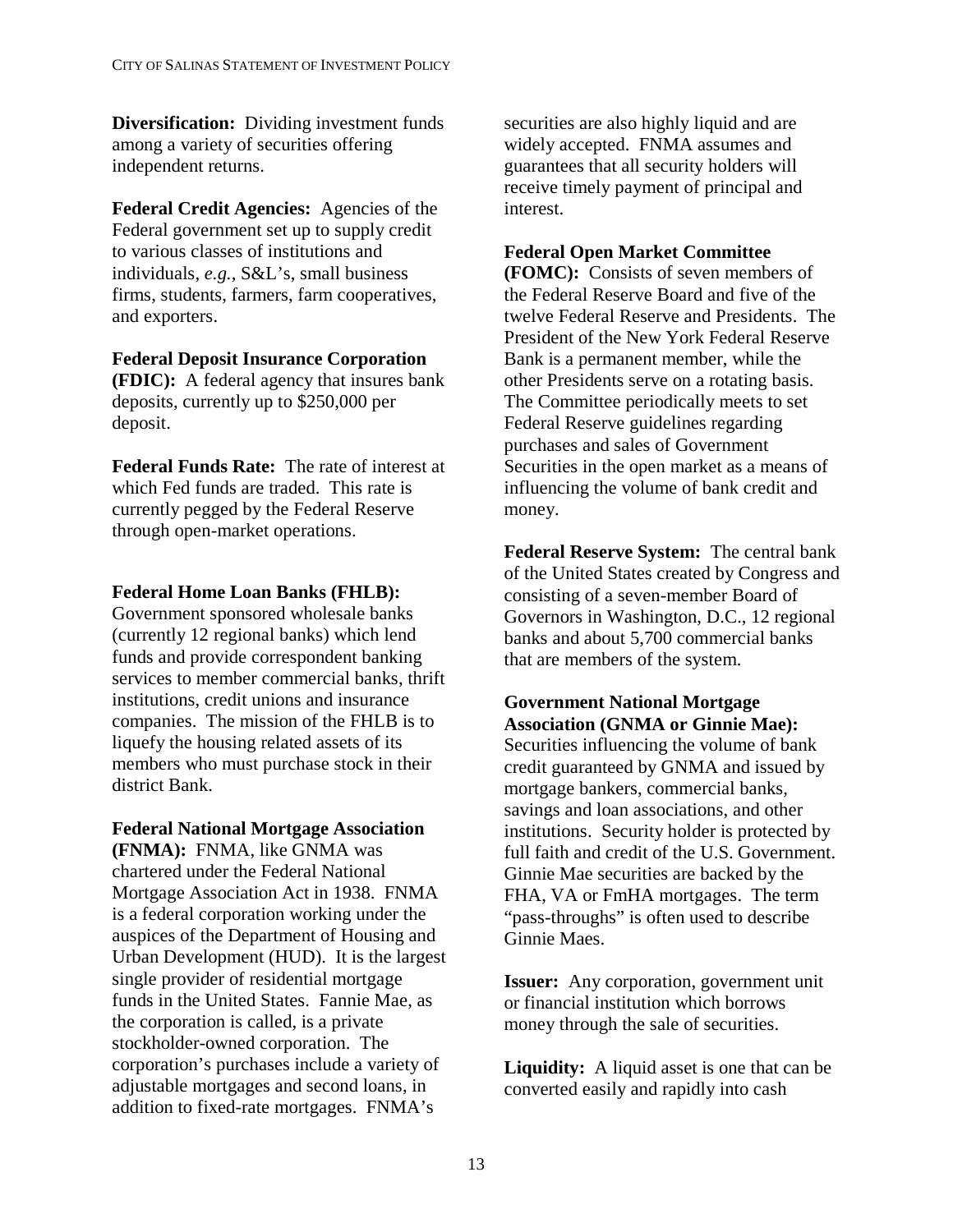**Diversification:** Dividing investment funds among a variety of securities offering independent returns.

**Federal Credit Agencies:** Agencies of the Federal government set up to supply credit to various classes of institutions and individuals, *e.g.,* S&L's, small business firms, students, farmers, farm cooperatives, and exporters.

**Federal Deposit Insurance Corporation (FDIC):** A federal agency that insures bank deposits, currently up to $250,000 per deposit.

**Federal Funds Rate:** The rate of interest at which Fed funds are traded. This rate is currently pegged by the Federal Reserve through open-market operations.

**Federal Home Loan Banks (FHLB):** Government sponsored wholesale banks (currently 12 regional banks) which lend funds and provide correspondent banking services to member commercial banks, thrift institutions, credit unions and insurance companies. The mission of the FHLB is to liquefy the housing related assets of its members who must purchase stock in their district Bank.

**Federal National Mortgage Association (FNMA):** FNMA, like GNMA was chartered under the Federal National Mortgage Association Act in 1938. FNMA is a federal corporation working under the auspices of the Department of Housing and Urban Development (HUD). It is the largest single provider of residential mortgage funds in the United States. Fannie Mae, as the corporation is called, is a private stockholder-owned corporation. The corporation's purchases include a variety of adjustable mortgages and second loans, in addition to fixed-rate mortgages. FNMA's securities are also highly liquid and are widely accepted. FNMA assumes and guarantees that all security holders will receive timely payment of principal and interest.

**Federal Open Market Committee (FOMC):** Consists of seven members of the Federal Reserve Board and five of the twelve Federal Reserve and Presidents. The President of the New York Federal Reserve Bank is a permanent member, while the other Presidents serve on a rotating basis. The Committee periodically meets to set Federal Reserve guidelines regarding purchases and sales of Government Securities in the open market as a means of influencing the volume of bank credit and money.

**Federal Reserve System:** The central bank of the United States created by Congress and consisting of a seven-member Board of Governors in Washington, D.C., 12 regional banks and about 5,700 commercial banks that are members of the system.

**Government National Mortgage Association (GNMA or Ginnie Mae):** Securities influencing the volume of bank credit guaranteed by GNMA and issued by mortgage bankers, commercial banks, savings and loan associations, and other institutions. Security holder is protected by full faith and credit of the U.S. Government. Ginnie Mae securities are backed by the FHA, VA or FmHA mortgages. The term "pass-throughs" is often used to describe Ginnie Maes.

**Issuer:** Any corporation, government unit or financial institution which borrows money through the sale of securities.

**Liquidity:** A liquid asset is one that can be converted easily and rapidly into cash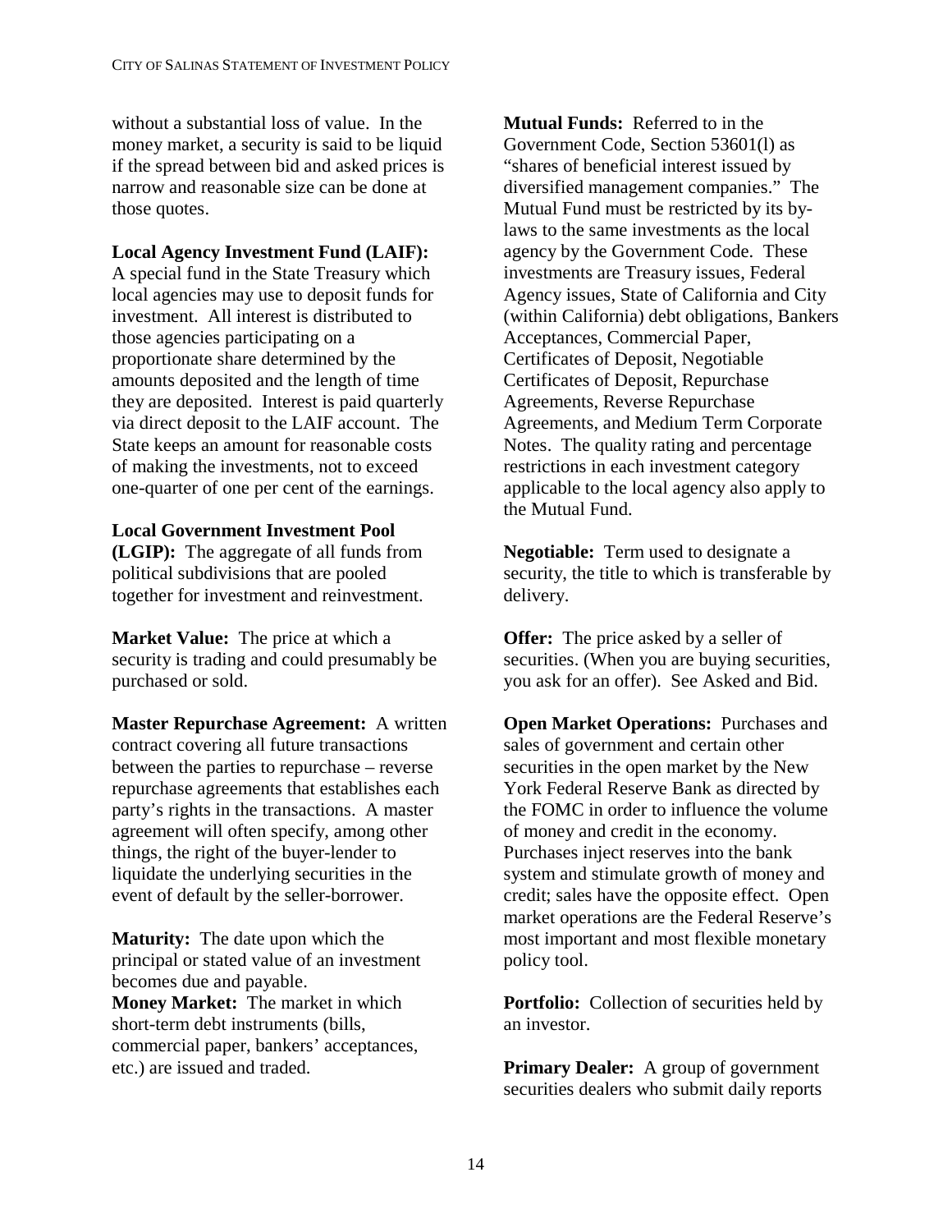without a substantial loss of value. In the money market, a security is said to be liquid if the spread between bid and asked prices is narrow and reasonable size can be done at those quotes.

**Local Agency Investment Fund (LAIF):** A special fund in the State Treasury which local agencies may use to deposit funds for investment. All interest is distributed to those agencies participating on a proportionate share determined by the amounts deposited and the length of time they are deposited. Interest is paid quarterly via direct deposit to the LAIF account. The State keeps an amount for reasonable costs of making the investments, not to exceed one-quarter of one per cent of the earnings.

**Local Government Investment Pool (LGIP):** The aggregate of all funds from political subdivisions that are pooled together for investment and reinvestment.

**Market Value:** The price at which a security is trading and could presumably be purchased or sold.

**Master Repurchase Agreement:** A written contract covering all future transactions between the parties to repurchase – reverse repurchase agreements that establishes each party's rights in the transactions. A master agreement will often specify, among other things, the right of the buyer-lender to liquidate the underlying securities in the event of default by the seller-borrower.

**Maturity:** The date upon which the principal or stated value of an investment becomes due and payable.

**Money Market:** The market in which short-term debt instruments (bills, commercial paper, bankers' acceptances, etc.) are issued and traded.

**Mutual Funds:** Referred to in the Government Code, Section 53601(l) as "shares of beneficial interest issued by diversified management companies." The Mutual Fund must be restricted by its by-laws to the same investments as the local agency by the Government Code. These investments are Treasury issues, Federal Agency issues, State of California and City (within California) debt obligations, Bankers Acceptances, Commercial Paper, Certificates of Deposit, Negotiable Certificates of Deposit, Repurchase Agreements, Reverse Repurchase Agreements, and Medium Term Corporate Notes. The quality rating and percentage restrictions in each investment category applicable to the local agency also apply to the Mutual Fund.

**Negotiable:** Term used to designate a security, the title to which is transferable by delivery.

**Offer:** The price asked by a seller of securities. (When you are buying securities, you ask for an offer). See Asked and Bid.

**Open Market Operations:** Purchases and sales of government and certain other securities in the open market by the New York Federal Reserve Bank as directed by the FOMC in order to influence the volume of money and credit in the economy. Purchases inject reserves into the bank system and stimulate growth of money and credit; sales have the opposite effect. Open market operations are the Federal Reserve's most important and most flexible monetary policy tool.

**Portfolio:** Collection of securities held by an investor.

**Primary Dealer:** A group of government securities dealers who submit daily reports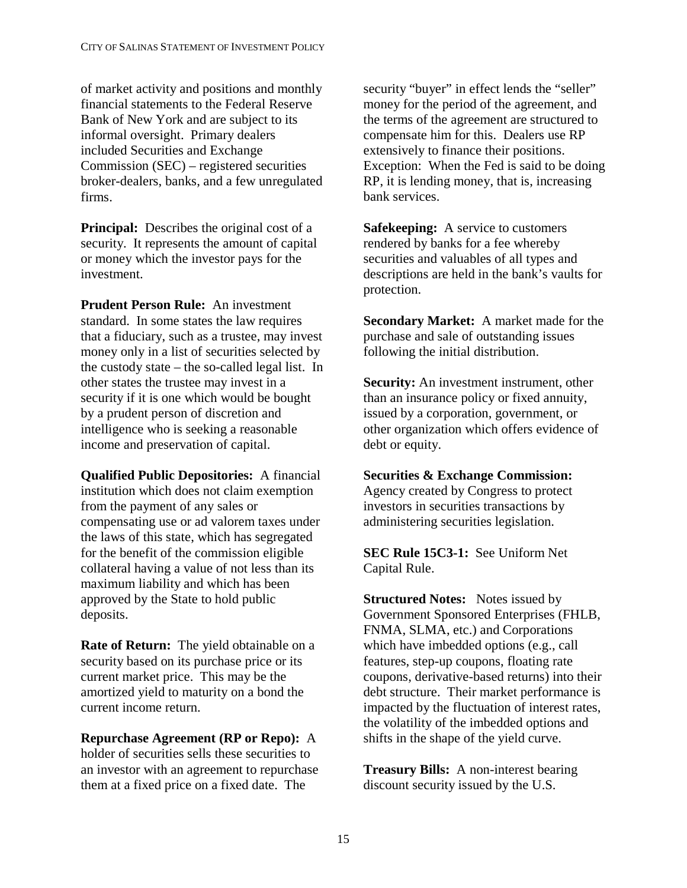of market activity and positions and monthly financial statements to the Federal Reserve Bank of New York and are subject to its informal oversight. Primary dealers included Securities and Exchange Commission (SEC) – registered securities broker-dealers, banks, and a few unregulated firms.

**Principal:** Describes the original cost of a security. It represents the amount of capital or money which the investor pays for the investment.

**Prudent Person Rule:** An investment standard. In some states the law requires that a fiduciary, such as a trustee, may invest money only in a list of securities selected by the custody state – the so-called legal list. In other states the trustee may invest in a security if it is one which would be bought by a prudent person of discretion and intelligence who is seeking a reasonable income and preservation of capital.

**Qualified Public Depositories:** A financial institution which does not claim exemption from the payment of any sales or compensating use or ad valorem taxes under the laws of this state, which has segregated for the benefit of the commission eligible collateral having a value of not less than its maximum liability and which has been approved by the State to hold public deposits.

**Rate of Return:** The yield obtainable on a security based on its purchase price or its current market price. This may be the amortized yield to maturity on a bond the current income return.

**Repurchase Agreement (RP or Repo):** A holder of securities sells these securities to an investor with an agreement to repurchase them at a fixed price on a fixed date. The security "buyer" in effect lends the "seller" money for the period of the agreement, and the terms of the agreement are structured to compensate him for this. Dealers use RP extensively to finance their positions. Exception: When the Fed is said to be doing RP, it is lending money, that is, increasing bank services.

**Safekeeping:** A service to customers rendered by banks for a fee whereby securities and valuables of all types and descriptions are held in the bank's vaults for protection.

**Secondary Market:** A market made for the purchase and sale of outstanding issues following the initial distribution.

**Security:** An investment instrument, other than an insurance policy or fixed annuity, issued by a corporation, government, or other organization which offers evidence of debt or equity.

**Securities & Exchange Commission:** Agency created by Congress to protect investors in securities transactions by administering securities legislation.

**SEC Rule 15C3-1:** See Uniform Net Capital Rule.

**Structured Notes:** Notes issued by Government Sponsored Enterprises (FHLB, FNMA, SLMA, etc.) and Corporations which have imbedded options (e.g., call features, step-up coupons, floating rate coupons, derivative-based returns) into their debt structure. Their market performance is impacted by the fluctuation of interest rates, the volatility of the imbedded options and shifts in the shape of the yield curve.

**Treasury Bills:** A non-interest bearing discount security issued by the U.S.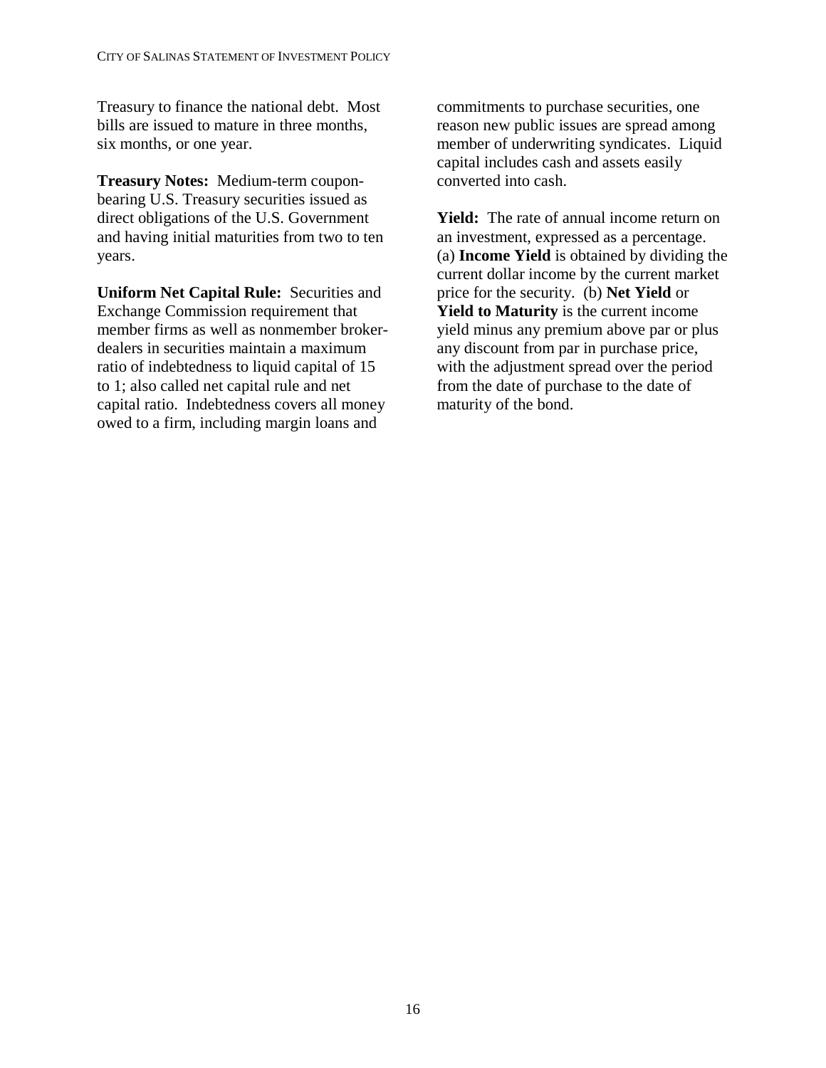Treasury to finance the national debt. Most bills are issued to mature in three months, six months, or one year.

**Treasury Notes:** Medium-term coupon-bearing U.S. Treasury securities issued as direct obligations of the U.S. Government and having initial maturities from two to ten years.

**Uniform Net Capital Rule:** Securities and Exchange Commission requirement that member firms as well as nonmember broker-dealers in securities maintain a maximum ratio of indebtedness to liquid capital of 15 to 1; also called net capital rule and net capital ratio. Indebtedness covers all money owed to a firm, including margin loans and commitments to purchase securities, one reason new public issues are spread among member of underwriting syndicates. Liquid capital includes cash and assets easily converted into cash.

**Yield:** The rate of annual income return on an investment, expressed as a percentage. (a) **Income Yield** is obtained by dividing the current dollar income by the current market price for the security. (b) **Net Yield** or **Yield to Maturity** is the current income yield minus any premium above par or plus any discount from par in purchase price, with the adjustment spread over the period from the date of purchase to the date of maturity of the bond.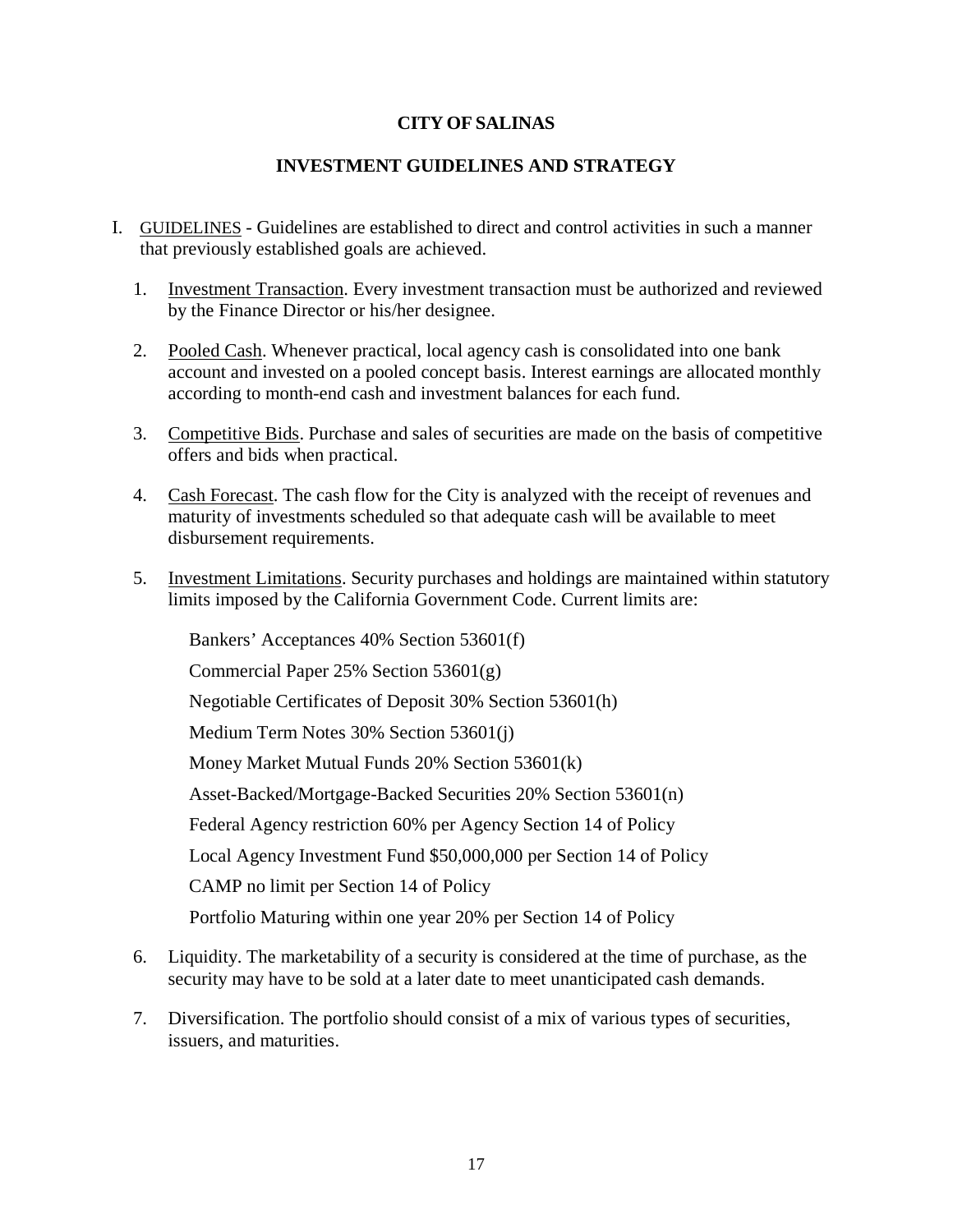**CITY OF SALINAS**

**INVESTMENT GUIDELINES AND STRATEGY**

I. GUIDELINES - Guidelines are established to direct and control activities in such a manner that previously established goals are achieved.

1. Investment Transaction. Every investment transaction must be authorized and reviewed by the Finance Director or his/her designee.

2. Pooled Cash. Whenever practical, local agency cash is consolidated into one bank account and invested on a pooled concept basis. Interest earnings are allocated monthly according to month-end cash and investment balances for each fund.

3. Competitive Bids. Purchase and sales of securities are made on the basis of competitive offers and bids when practical.

4. Cash Forecast. The cash flow for the City is analyzed with the receipt of revenues and maturity of investments scheduled so that adequate cash will be available to meet disbursement requirements.

5. Investment Limitations. Security purchases and holdings are maintained within statutory limits imposed by the California Government Code. Current limits are:

   Bankers' Acceptances 40% Section 53601(f)

   Commercial Paper 25% Section 53601(g)

   Negotiable Certificates of Deposit 30% Section 53601(h)

   Medium Term Notes 30% Section 53601(j)

   Money Market Mutual Funds 20% Section 53601(k)

   Asset-Backed/Mortgage-Backed Securities 20% Section 53601(n)

   Federal Agency restriction 60% per Agency Section 14 of Policy

   Local Agency Investment Fund $50,000,000 per Section 14 of Policy

   CAMP no limit per Section 14 of Policy

   Portfolio Maturing within one year 20% per Section 14 of Policy

6. Liquidity. The marketability of a security is considered at the time of purchase, as the security may have to be sold at a later date to meet unanticipated cash demands.

7. Diversification. The portfolio should consist of a mix of various types of securities, issuers, and maturities.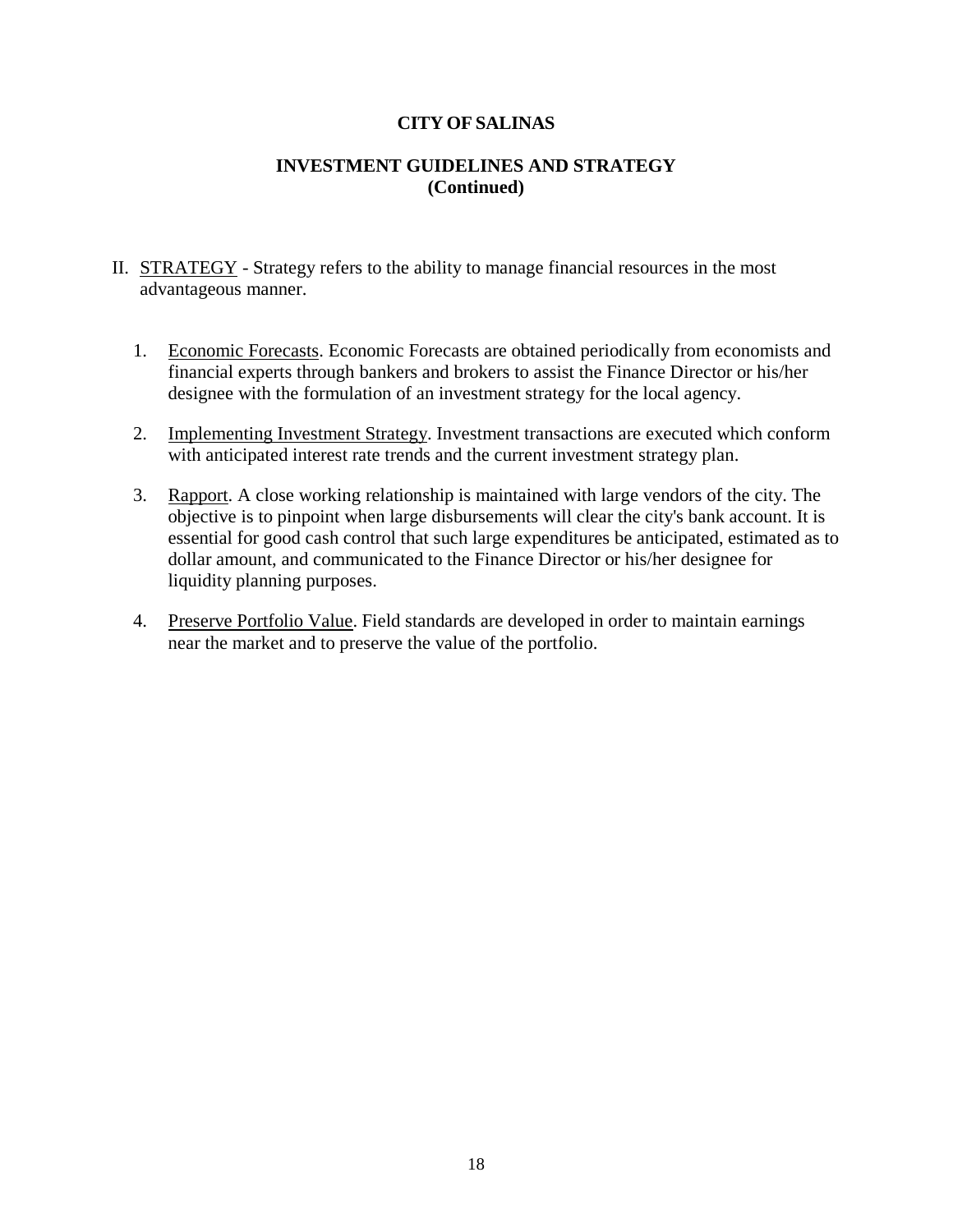**CITY OF SALINAS**

**INVESTMENT GUIDELINES AND STRATEGY (Continued)**

II. STRATEGY - Strategy refers to the ability to manage financial resources in the most advantageous manner.

1. Economic Forecasts. Economic Forecasts are obtained periodically from economists and financial experts through bankers and brokers to assist the Finance Director or his/her designee with the formulation of an investment strategy for the local agency.

2. Implementing Investment Strategy. Investment transactions are executed which conform with anticipated interest rate trends and the current investment strategy plan.

3. Rapport. A close working relationship is maintained with large vendors of the city. The objective is to pinpoint when large disbursements will clear the city's bank account. It is essential for good cash control that such large expenditures be anticipated, estimated as to dollar amount, and communicated to the Finance Director or his/her designee for liquidity planning purposes.

4. Preserve Portfolio Value. Field standards are developed in order to maintain earnings near the market and to preserve the value of the portfolio.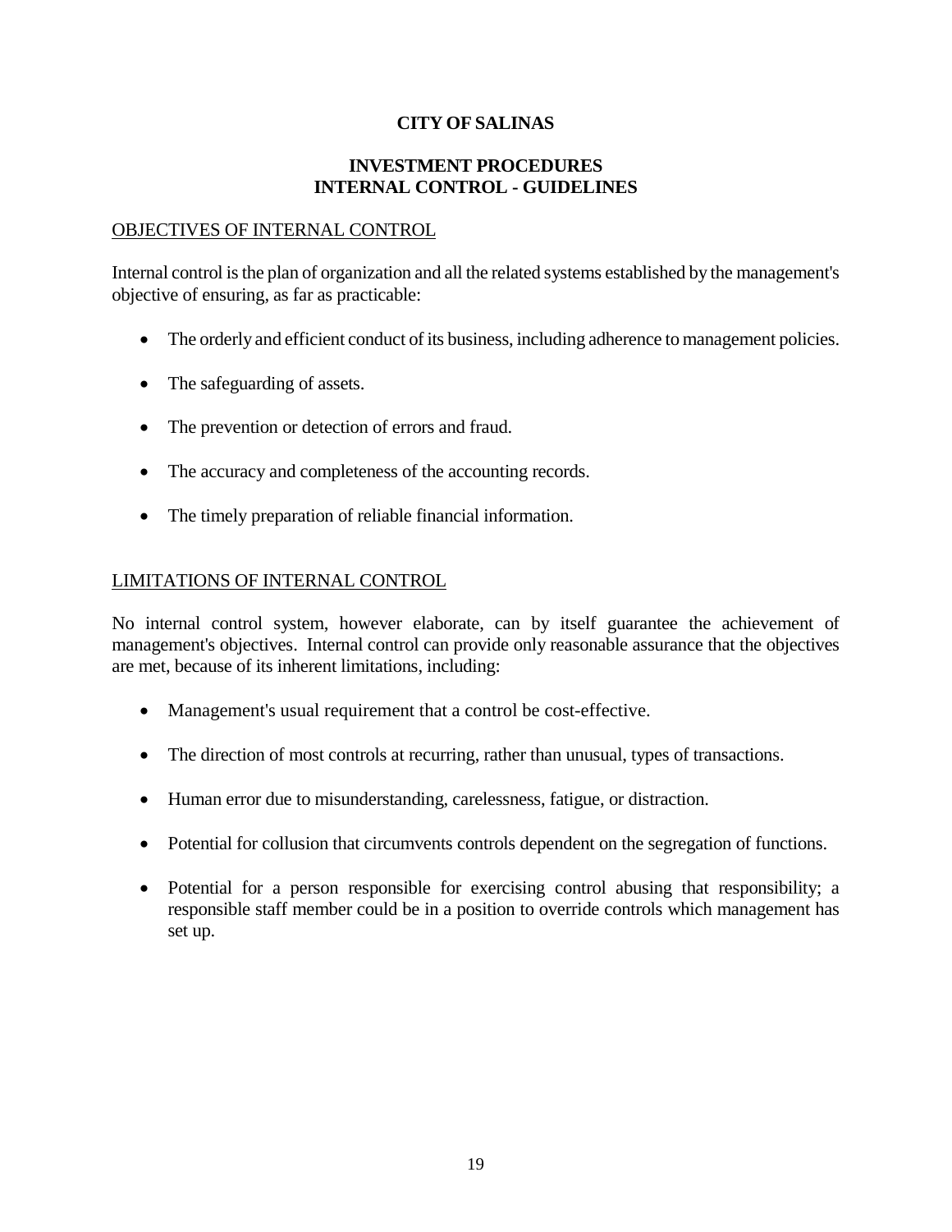**CITY OF SALINAS**

**INVESTMENT PROCEDURES**
**INTERNAL CONTROL - GUIDELINES**

## OBJECTIVES OF INTERNAL CONTROL

Internal control is the plan of organization and all the related systems established by the management's objective of ensuring, as far as practicable:

- The orderly and efficient conduct of its business, including adherence to management policies.
- The safeguarding of assets.
- The prevention or detection of errors and fraud.
- The accuracy and completeness of the accounting records.
- The timely preparation of reliable financial information.

## LIMITATIONS OF INTERNAL CONTROL

No internal control system, however elaborate, can by itself guarantee the achievement of management's objectives. Internal control can provide only reasonable assurance that the objectives are met, because of its inherent limitations, including:

- Management's usual requirement that a control be cost-effective.
- The direction of most controls at recurring, rather than unusual, types of transactions.
- Human error due to misunderstanding, carelessness, fatigue, or distraction.
- Potential for collusion that circumvents controls dependent on the segregation of functions.
- Potential for a person responsible for exercising control abusing that responsibility; a responsible staff member could be in a position to override controls which management has set up.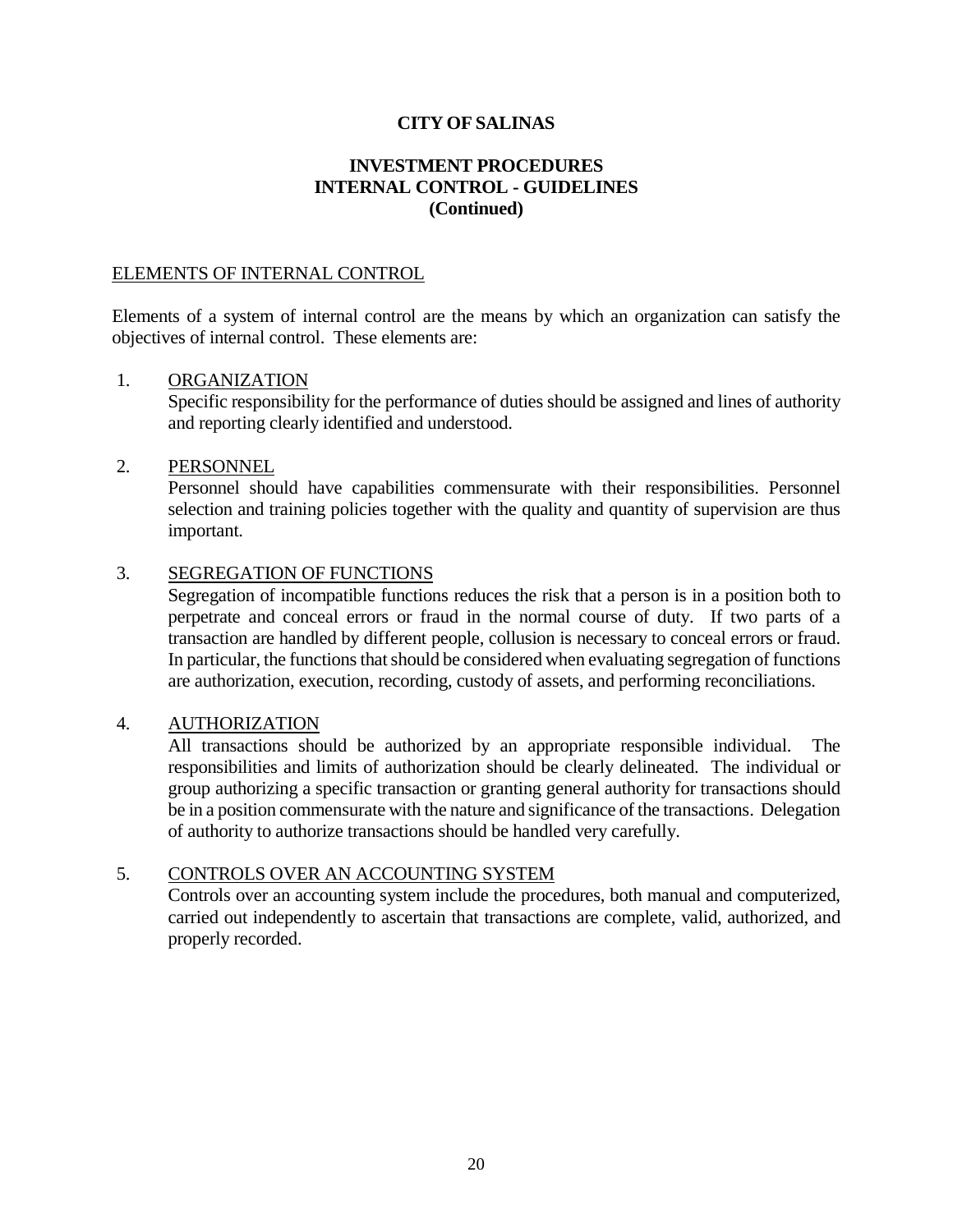**CITY OF SALINAS**

**INVESTMENT PROCEDURES**
**INTERNAL CONTROL - GUIDELINES**
**(Continued)**

ELEMENTS OF INTERNAL CONTROL

Elements of a system of internal control are the means by which an organization can satisfy the objectives of internal control. These elements are:

1. ORGANIZATION
   Specific responsibility for the performance of duties should be assigned and lines of authority and reporting clearly identified and understood.

2. PERSONNEL
   Personnel should have capabilities commensurate with their responsibilities. Personnel selection and training policies together with the quality and quantity of supervision are thus important.

3. SEGREGATION OF FUNCTIONS
   Segregation of incompatible functions reduces the risk that a person is in a position both to perpetrate and conceal errors or fraud in the normal course of duty. If two parts of a transaction are handled by different people, collusion is necessary to conceal errors or fraud. In particular, the functions that should be considered when evaluating segregation of functions are authorization, execution, recording, custody of assets, and performing reconciliations.

4. AUTHORIZATION
   All transactions should be authorized by an appropriate responsible individual. The responsibilities and limits of authorization should be clearly delineated. The individual or group authorizing a specific transaction or granting general authority for transactions should be in a position commensurate with the nature and significance of the transactions. Delegation of authority to authorize transactions should be handled very carefully.

5. CONTROLS OVER AN ACCOUNTING SYSTEM
   Controls over an accounting system include the procedures, both manual and computerized, carried out independently to ascertain that transactions are complete, valid, authorized, and properly recorded.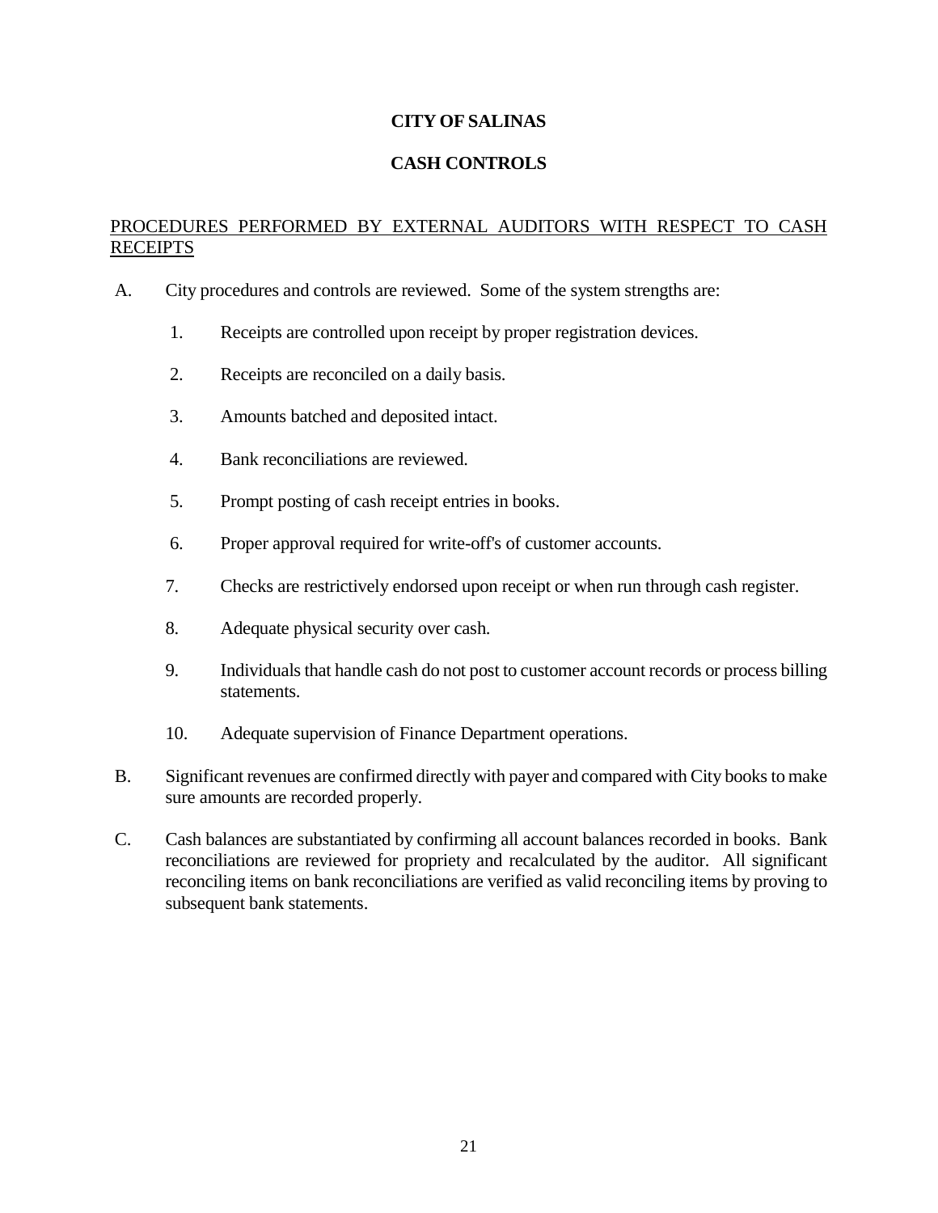**CITY OF SALINAS**

**CASH CONTROLS**

PROCEDURES PERFORMED BY EXTERNAL AUDITORS WITH RESPECT TO CASH RECEIPTS

A. City procedures and controls are reviewed. Some of the system strengths are:

   1. Receipts are controlled upon receipt by proper registration devices.

   2. Receipts are reconciled on a daily basis.

   3. Amounts batched and deposited intact.

   4. Bank reconciliations are reviewed.

   5. Prompt posting of cash receipt entries in books.

   6. Proper approval required for write-off's of customer accounts.

   7. Checks are restrictively endorsed upon receipt or when run through cash register.

   8. Adequate physical security over cash.

   9. Individuals that handle cash do not post to customer account records or process billing statements.

   10. Adequate supervision of Finance Department operations.

B. Significant revenues are confirmed directly with payer and compared with City books to make sure amounts are recorded properly.

C. Cash balances are substantiated by confirming all account balances recorded in books. Bank reconciliations are reviewed for propriety and recalculated by the auditor. All significant reconciling items on bank reconciliations are verified as valid reconciling items by proving to subsequent bank statements.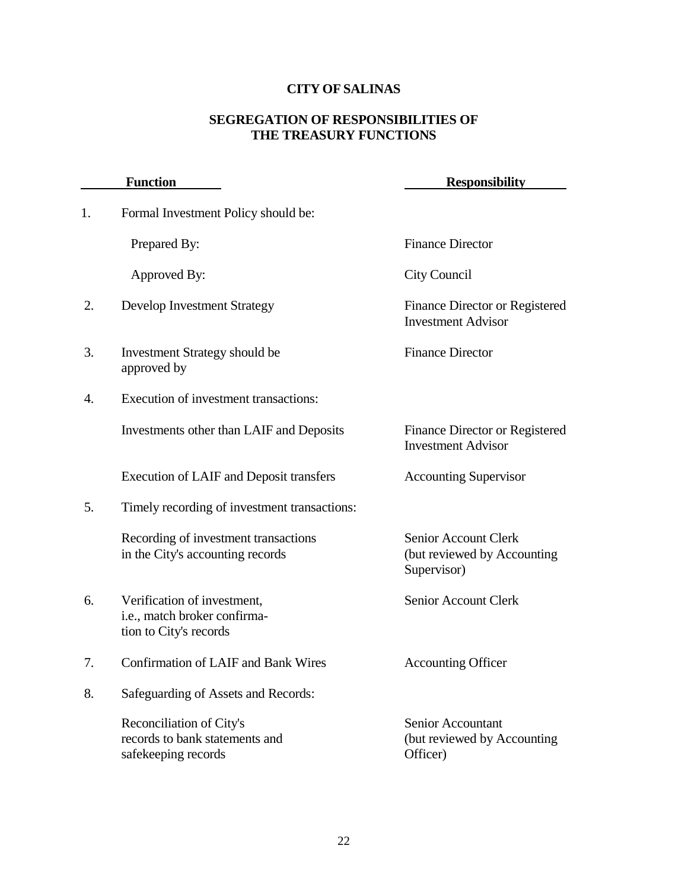# CITY OF SALINAS

## SEGREGATION OF RESPONSIBILITIES OF THE TREASURY FUNCTIONS

| | Function | Responsibility |
|---|---|---|
| 1. | Formal Investment Policy should be: | |
| | Prepared By: | Finance Director |
| | Approved By: | City Council |
| 2. | Develop Investment Strategy | Finance Director or Registered Investment Advisor |
| 3. | Investment Strategy should be approved by | Finance Director |
| 4. | Execution of investment transactions: | |
| | Investments other than LAIF and Deposits | Finance Director or Registered Investment Advisor |
| | Execution of LAIF and Deposit transfers | Accounting Supervisor |
| 5. | Timely recording of investment transactions: | |
| | Recording of investment transactions in the City's accounting records | Senior Account Clerk (but reviewed by Accounting Supervisor) |
| 6. | Verification of investment, i.e., match broker confirmation to City's records | Senior Account Clerk |
| 7. | Confirmation of LAIF and Bank Wires | Accounting Officer |
| 8. | Safeguarding of Assets and Records: | |
| | Reconciliation of City's records to bank statements and safekeeping records | Senior Accountant (but reviewed by Accounting Officer) |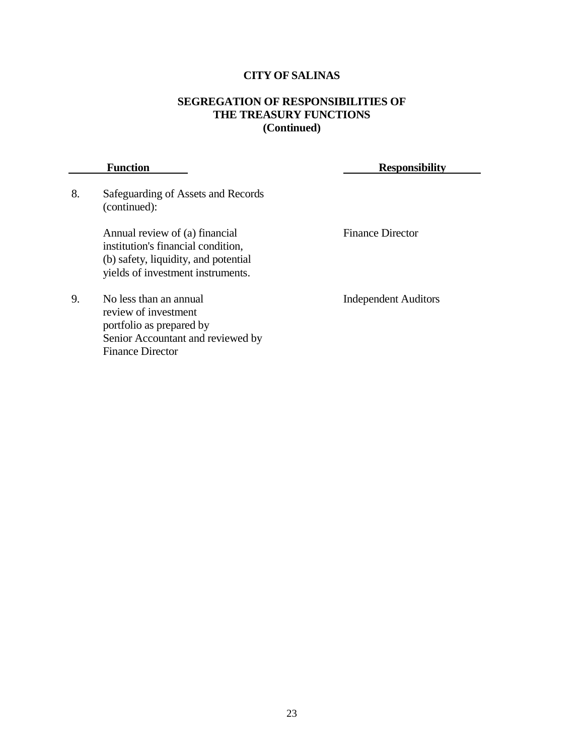**CITY OF SALINAS**

**SEGREGATION OF RESPONSIBILITIES OF THE TREASURY FUNCTIONS (Continued)**

| | Function | Responsibility |
|---|---|---|
| 8. | Safeguarding of Assets and Records (continued): | |
| | Annual review of (a) financial institution's financial condition, (b) safety, liquidity, and potential yields of investment instruments. | Finance Director |
| 9. | No less than an annual review of investment portfolio as prepared by Senior Accountant and reviewed by Finance Director | Independent Auditors |